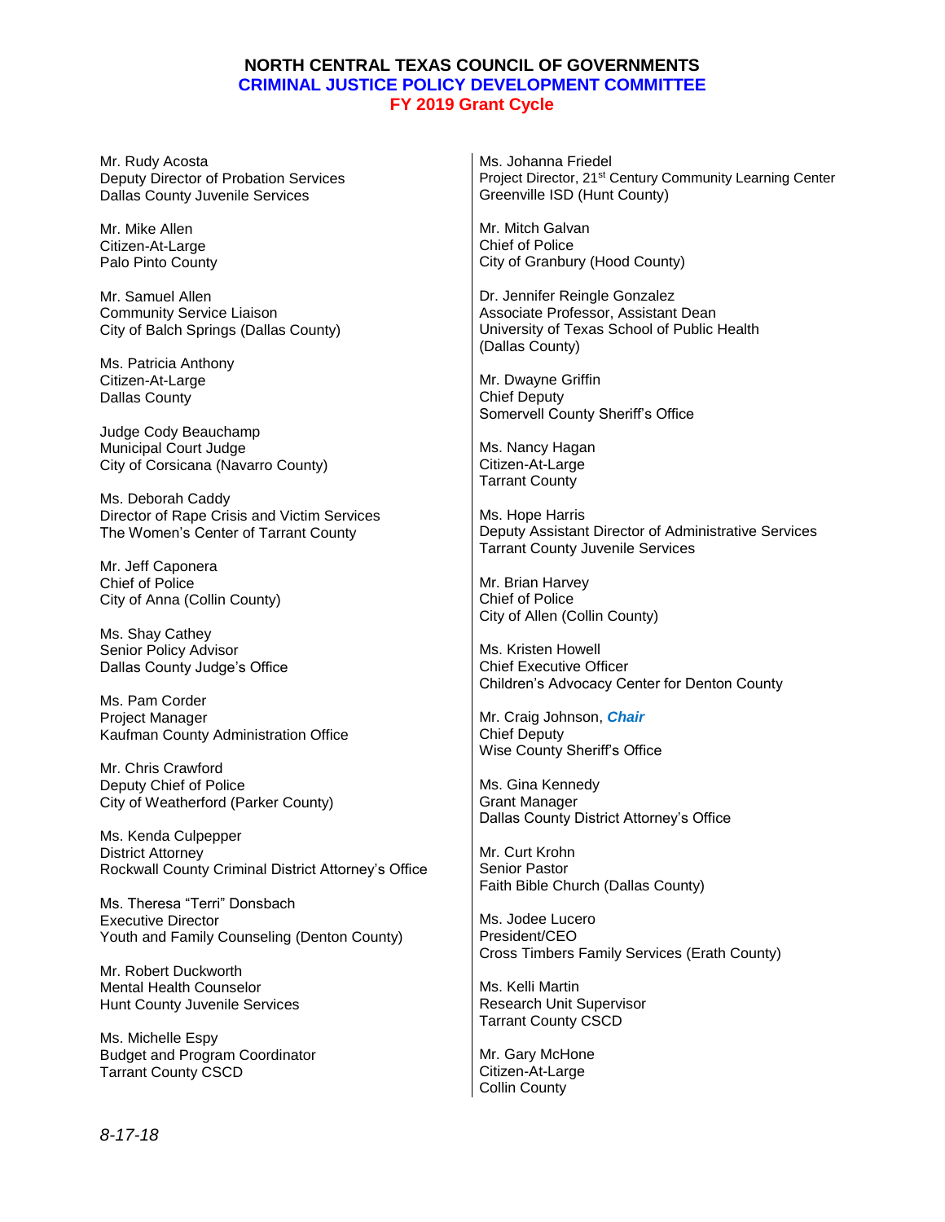# NORTH CENTRAL TEXAS COUNCIL OF GOVERNMENTS
## CRIMINAL JUSTICE POLICY DEVELOPMENT COMMITTEE
### FY 2019 Grant Cycle

Mr. Rudy Acosta
Deputy Director of Probation Services
Dallas County Juvenile Services

Mr. Mike Allen
Citizen-At-Large
Palo Pinto County

Mr. Samuel Allen
Community Service Liaison
City of Balch Springs (Dallas County)

Ms. Patricia Anthony
Citizen-At-Large
Dallas County

Judge Cody Beauchamp
Municipal Court Judge
City of Corsicana (Navarro County)

Ms. Deborah Caddy
Director of Rape Crisis and Victim Services
The Women's Center of Tarrant County

Mr. Jeff Caponera
Chief of Police
City of Anna (Collin County)

Ms. Shay Cathey
Senior Policy Advisor
Dallas County Judge's Office

Ms. Pam Corder
Project Manager
Kaufman County Administration Office

Mr. Chris Crawford
Deputy Chief of Police
City of Weatherford (Parker County)

Ms. Kenda Culpepper
District Attorney
Rockwall County Criminal District Attorney's Office

Ms. Theresa "Terri" Donsbach
Executive Director
Youth and Family Counseling (Denton County)

Mr. Robert Duckworth
Mental Health Counselor
Hunt County Juvenile Services

Ms. Michelle Espy
Budget and Program Coordinator
Tarrant County CSCD

Ms. Johanna Friedel
Project Director, 21st Century Community Learning Center
Greenville ISD (Hunt County)

Mr. Mitch Galvan
Chief of Police
City of Granbury (Hood County)

Dr. Jennifer Reingle Gonzalez
Associate Professor, Assistant Dean
University of Texas School of Public Health
(Dallas County)

Mr. Dwayne Griffin
Chief Deputy
Somervell County Sheriff's Office

Ms. Nancy Hagan
Citizen-At-Large
Tarrant County

Ms. Hope Harris
Deputy Assistant Director of Administrative Services
Tarrant County Juvenile Services

Mr. Brian Harvey
Chief of Police
City of Allen (Collin County)

Ms. Kristen Howell
Chief Executive Officer
Children's Advocacy Center for Denton County

Mr. Craig Johnson, ***Chair***
Chief Deputy
Wise County Sheriff's Office

Ms. Gina Kennedy
Grant Manager
Dallas County District Attorney's Office

Mr. Curt Krohn
Senior Pastor
Faith Bible Church (Dallas County)

Ms. Jodee Lucero
President/CEO
Cross Timbers Family Services (Erath County)

Ms. Kelli Martin
Research Unit Supervisor
Tarrant County CSCD

Mr. Gary McHone
Citizen-At-Large
Collin County

*8-17-18*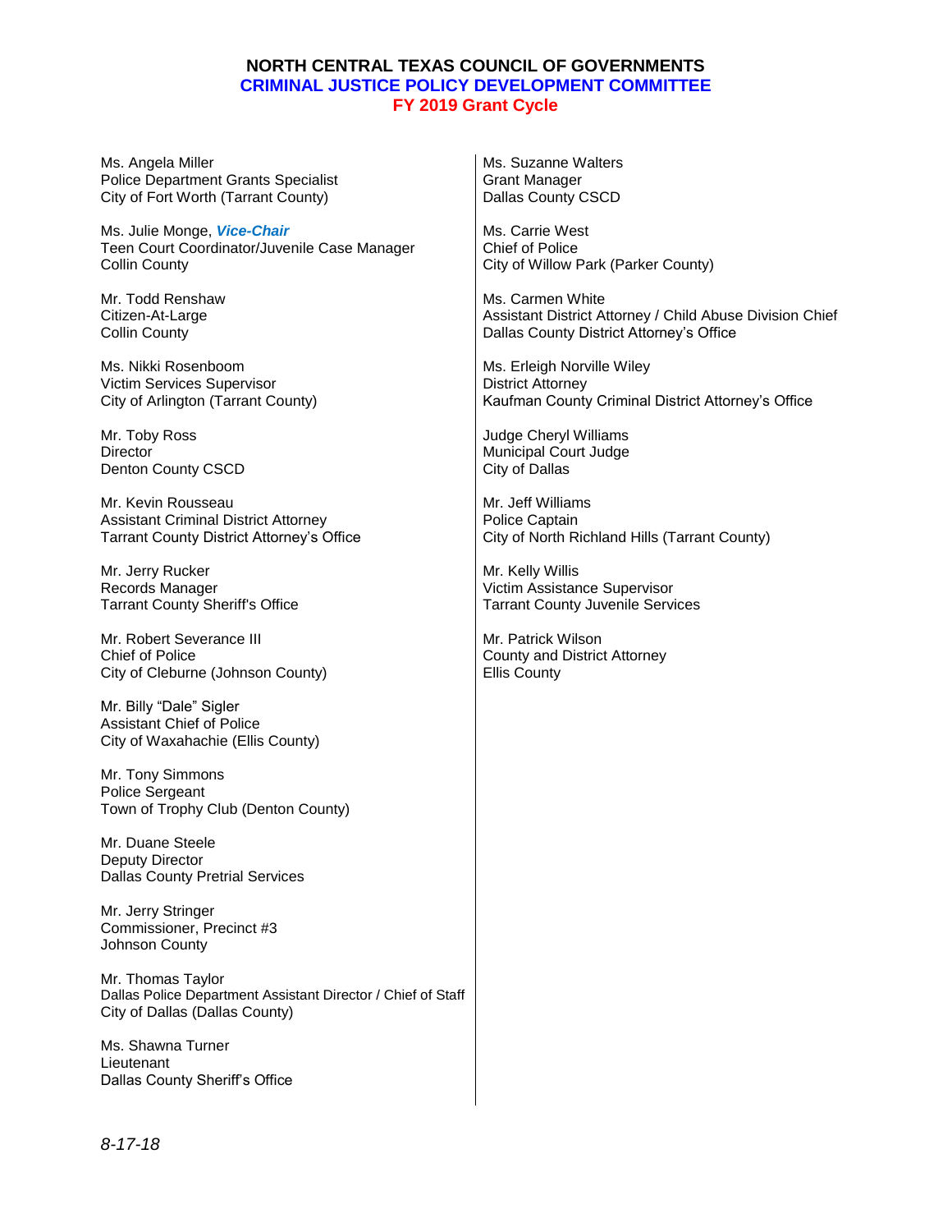# NORTH CENTRAL TEXAS COUNCIL OF GOVERNMENTS
## CRIMINAL JUSTICE POLICY DEVELOPMENT COMMITTEE
### FY 2019 Grant Cycle

Ms. Angela Miller
Police Department Grants Specialist
City of Fort Worth (Tarrant County)

Ms. Julie Monge, ***Vice-Chair***
Teen Court Coordinator/Juvenile Case Manager
Collin County

Mr. Todd Renshaw
Citizen-At-Large
Collin County

Ms. Nikki Rosenboom
Victim Services Supervisor
City of Arlington (Tarrant County)

Mr. Toby Ross
Director
Denton County CSCD

Mr. Kevin Rousseau
Assistant Criminal District Attorney
Tarrant County District Attorney's Office

Mr. Jerry Rucker
Records Manager
Tarrant County Sheriff's Office

Mr. Robert Severance III
Chief of Police
City of Cleburne (Johnson County)

Mr. Billy "Dale" Sigler
Assistant Chief of Police
City of Waxahachie (Ellis County)

Mr. Tony Simmons
Police Sergeant
Town of Trophy Club (Denton County)

Mr. Duane Steele
Deputy Director
Dallas County Pretrial Services

Mr. Jerry Stringer
Commissioner, Precinct #3
Johnson County

Mr. Thomas Taylor
Dallas Police Department Assistant Director / Chief of Staff
City of Dallas (Dallas County)

Ms. Shawna Turner
Lieutenant
Dallas County Sheriff's Office

Ms. Suzanne Walters
Grant Manager
Dallas County CSCD

Ms. Carrie West
Chief of Police
City of Willow Park (Parker County)

Ms. Carmen White
Assistant District Attorney / Child Abuse Division Chief
Dallas County District Attorney's Office

Ms. Erleigh Norville Wiley
District Attorney
Kaufman County Criminal District Attorney's Office

Judge Cheryl Williams
Municipal Court Judge
City of Dallas

Mr. Jeff Williams
Police Captain
City of North Richland Hills (Tarrant County)

Mr. Kelly Willis
Victim Assistance Supervisor
Tarrant County Juvenile Services

Mr. Patrick Wilson
County and District Attorney
Ellis County

*8-17-18*